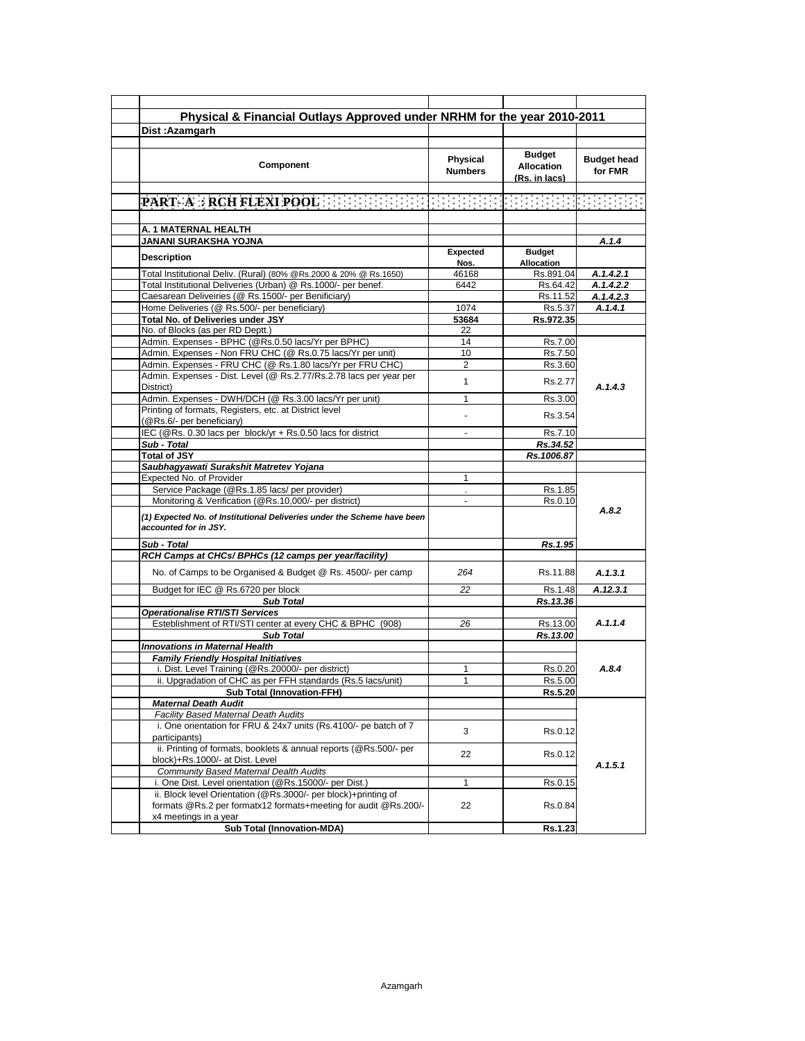# Physical & Financial Outlays Approved under NRHM for the year 2010-2011

**Dist :Azamgarh**

| Component | Physical Numbers | Budget Allocation (Rs. in lacs) | Budget head for FMR |
|---|---|---|---|
| **PART- A : RCH FLEXI POOL** | | | |
| **A. 1 MATERNAL HEALTH** | | | |
| **JANANI SURAKSHA YOJNA** | | | *A.1.4* |
| **Description** | **Expected Nos.** | **Budget Allocation** | |
| Total Institutional Deliv. (Rural) (80% @Rs.2000 & 20% @ Rs.1650) | 46168 | Rs.891.04 | *A.1.4.2.1* |
| Total Institutional Deliveries (Urban) @ Rs.1000/- per benef. | 6442 | Rs.64.42 | *A.1.4.2.2* |
| Caesarean Deliveiries (@ Rs.1500/- per Benificiary) | | Rs.11.52 | *A.1.4.2.3* |
| Home Deliveries (@ Rs.500/- per beneficiary) | 1074 | Rs.5.37 | *A.1.4.1* |
| **Total No. of Deliveries under JSY** | **53684** | **Rs.972.35** | |
| No. of Blocks (as per RD Deptt.) | 22 | | |
| Admin. Expenses - BPHC (@Rs.0.50 lacs/Yr per BPHC) | 14 | Rs.7.00 | *A.1.4.3* |
| Admin. Expenses - Non FRU CHC (@ Rs.0.75 lacs/Yr per unit) | 10 | Rs.7.50 | |
| Admin. Expenses - FRU CHC (@ Rs.1.80 lacs/Yr per FRU CHC) | 2 | Rs.3.60 | |
| Admin. Expenses - Dist. Level (@ Rs.2.77/Rs.2.78 lacs per year per District) | 1 | Rs.2.77 | |
| Admin. Expenses - DWH/DCH (@ Rs.3.00 lacs/Yr per unit) | 1 | Rs.3.00 | |
| Printing of formats, Registers, etc. at District level (@Rs.6/- per beneficiary) | - | Rs.3.54 | |
| IEC (@Rs. 0.30 lacs per block/yr + Rs.0.50 lacs for district | - | Rs.7.10 | |
| ***Sub - Total*** | | ***Rs.34.52*** | |
| **Total of JSY** | | ***Rs.1006.87*** | |
| ***Saubhagyawati Surakshit Matretev Yojana*** | | | *A.8.2* |
| Expected No. of Provider | 1 | | |
| Service Package (@Rs.1.85 lacs/ per provider) | . | Rs.1.85 | |
| Monitoring & Verification (@Rs.10,000/- per district) | - | Rs.0.10 | |
| ***(1) Expected No. of Institutional Deliveries under the Scheme have been accounted for in JSY.*** | | | |
| ***Sub - Total*** | | ***Rs.1.95*** | |
| ***RCH Camps at CHCs/ BPHCs (12 camps per year/facility)*** | | | |
| No. of Camps to be Organised & Budget @ Rs. 4500/- per camp | *264* | Rs.11.88 | *A.1.3.1* |
| Budget for IEC @ Rs.6720 per block | *22* | Rs.1.48 | *A.12.3.1* |
| ***Sub Total*** | | ***Rs.13.36*** | |
| ***Operationalise RTI/STI Services*** | | | *A.1.1.4* |
| Esteblishment of RTI/STI center at every CHC & BPHC (908) | *26* | Rs.13.00 | |
| ***Sub Total*** | | ***Rs.13.00*** | |
| ***Innovations in Maternal Health*** | | | *A.8.4* |
| ***Family Friendly Hospital Initiatives*** | | | |
| i. Dist. Level Training (@Rs.20000/- per district) | 1 | Rs.0.20 | |
| ii. Upgradation of CHC as per FFH standards (Rs.5 lacs/unit) | 1 | Rs.5.00 | |
| **Sub Total (Innovation-FFH)** | | **Rs.5.20** | |
| ***Maternal Death Audit*** | | | *A.1.5.1* |
| *Facility Based Maternal Death Audits* | | | |
| i. One orientation for FRU & 24x7 units (Rs.4100/- pe batch of 7 participants) | 3 | Rs.0.12 | |
| ii. Printing of formats, booklets & annual reports (@Rs.500/- per block)+Rs.1000/- at Dist. Level | 22 | Rs.0.12 | |
| *Community Based Maternal Dealth Audits* | | | |
| i. One Dist. Level orientation (@Rs.15000/- per Dist.) | 1 | Rs.0.15 | |
| ii. Block level Orientation (@Rs.3000/- per block)+printing of formats @Rs.2 per formatx12 formats+meeting for audit @Rs.200/- x4 meetings in a year | 22 | Rs.0.84 | |
| **Sub Total (Innovation-MDA)** | | **Rs.1.23** | |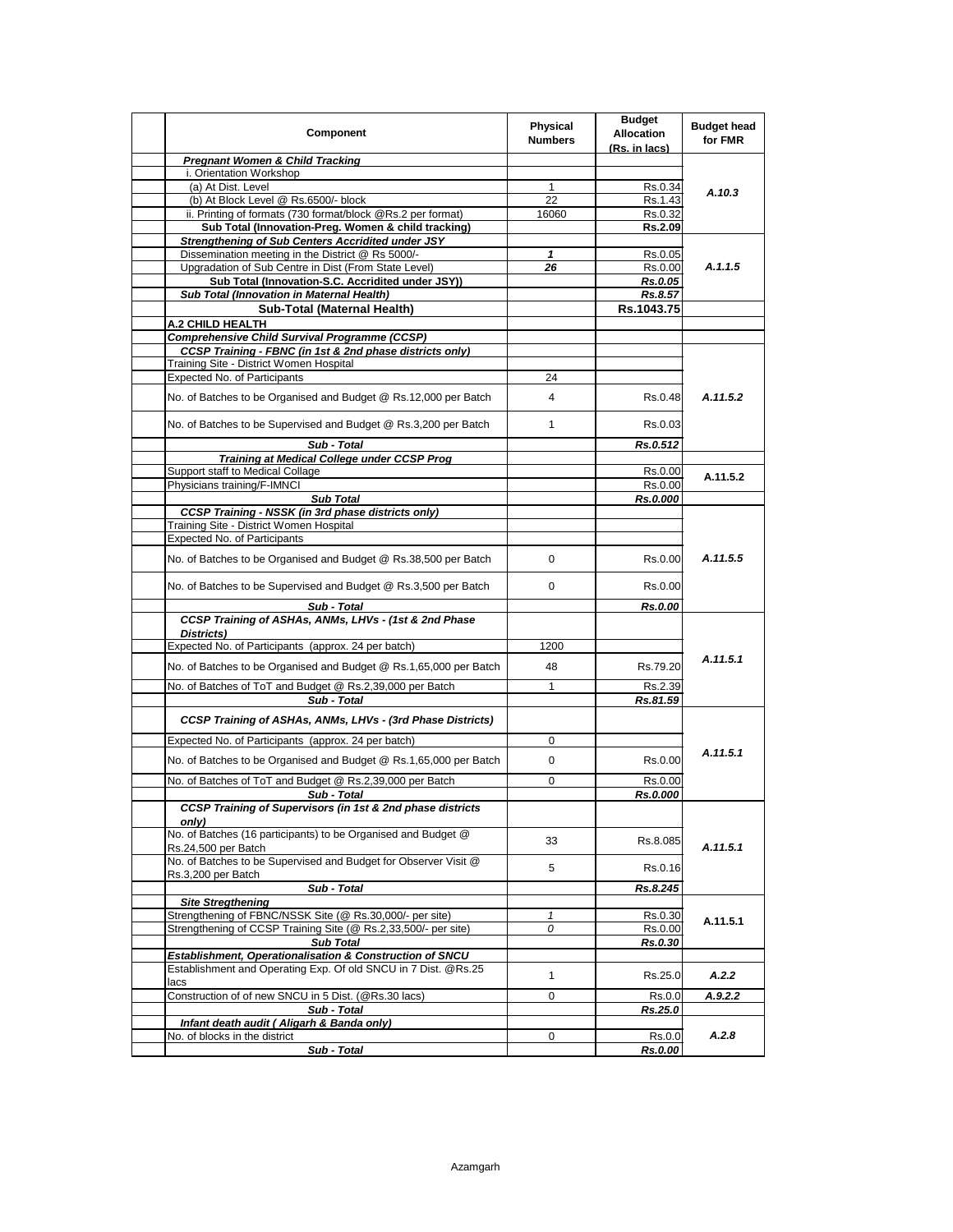| Component | Physical Numbers | Budget Allocation (Rs. in lacs) | Budget head for FMR |
|---|---|---|---|
| ***Pregnant Women & Child Tracking*** | | | |
| i. Orientation Workshop | | | A.10.3 |
| (a) At Dist. Level | 1 | Rs.0.34 | |
| (b) At Block Level @ Rs.6500/- block | 22 | Rs.1.43 | |
| ii. Printing of formats (730 format/block @Rs.2 per format) | 16060 | Rs.0.32 | |
| **Sub Total (Innovation-Preg. Women & child tracking)** | | **Rs.2.09** | |
| ***Strengthening of Sub Centers Accridited under JSY*** | | | A.1.1.5 |
| Dissemination meeting in the District @ Rs 5000/- | ***1*** | Rs.0.05 | |
| Upgradation of Sub Centre in Dist (From State Level) | ***26*** | Rs.0.00 | |
| **Sub Total (Innovation-S.C. Accridited under JSY))** | | ***Rs.0.05*** | |
| ***Sub Total (Innovation in Maternal Health)*** | | ***Rs.8.57*** | |
| **Sub-Total (Maternal Health)** | | **Rs.1043.75** | |
| **A.2 CHILD HEALTH** | | | |
| ***Comprehensive Child Survival Programme (CCSP)*** | | | |
| ***CCSP Training - FBNC (in 1st & 2nd phase districts only)*** | | | A.11.5.2 |
| Training Site - District Women Hospital | | | |
| Expected No. of Participants | 24 | | |
| No. of Batches to be Organised and Budget @ Rs.12,000 per Batch | 4 | Rs.0.48 | |
| No. of Batches to be Supervised and Budget @ Rs.3,200 per Batch | 1 | Rs.0.03 | |
| ***Sub - Total*** | | ***Rs.0.512*** | |
| ***Training at Medical College under CCSP Prog*** | | | |
| Support staff to Medical Collage | | Rs.0.00 | A.11.5.2 |
| Physicians training/F-IMNCI | | Rs.0.00 | |
| ***Sub Total*** | | ***Rs.0.000*** | |
| ***CCSP Training - NSSK (in 3rd phase districts only)*** | | | A.11.5.5 |
| Training Site - District Women Hospital | | | |
| Expected No. of Participants | | | |
| No. of Batches to be Organised and Budget @ Rs.38,500 per Batch | 0 | Rs.0.00 | |
| No. of Batches to be Supervised and Budget @ Rs.3,500 per Batch | 0 | Rs.0.00 | |
| ***Sub - Total*** | | ***Rs.0.00*** | |
| ***CCSP Training of ASHAs, ANMs, LHVs - (1st & 2nd Phase Districts)*** | | | A.11.5.1 |
| Expected No. of Participants (approx. 24 per batch) | 1200 | | |
| No. of Batches to be Organised and Budget @ Rs.1,65,000 per Batch | 48 | Rs.79.20 | |
| No. of Batches of ToT and Budget @ Rs.2,39,000 per Batch | 1 | Rs.2.39 | |
| ***Sub - Total*** | | ***Rs.81.59*** | |
| ***CCSP Training of ASHAs, ANMs, LHVs - (3rd Phase Districts)*** | | | A.11.5.1 |
| Expected No. of Participants (approx. 24 per batch) | 0 | | |
| No. of Batches to be Organised and Budget @ Rs.1,65,000 per Batch | 0 | Rs.0.00 | |
| No. of Batches of ToT and Budget @ Rs.2,39,000 per Batch | 0 | Rs.0.00 | |
| ***Sub - Total*** | | ***Rs.0.000*** | |
| ***CCSP Training of Supervisors (in 1st & 2nd phase districts only)*** | | | A.11.5.1 |
| No. of Batches (16 participants) to be Organised and Budget @ Rs.24,500 per Batch | 33 | Rs.8.085 | |
| No. of Batches to be Supervised and Budget for Observer Visit @ Rs.3,200 per Batch | 5 | Rs.0.16 | |
| ***Sub - Total*** | | ***Rs.8.245*** | |
| ***Site Stregthening*** | | | |
| Strengthening of FBNC/NSSK Site (@ Rs.30,000/- per site) | *1* | Rs.0.30 | A.11.5.1 |
| Strengthening of CCSP Training Site (@ Rs.2,33,500/- per site) | *0* | Rs.0.00 | |
| ***Sub Total*** | | ***Rs.0.30*** | |
| ***Establishment, Operationalisation & Construction of SNCU*** | | | |
| Establishment and Operating Exp. Of old SNCU in 7 Dist. @Rs.25 lacs | 1 | Rs.25.0 | ***A.2.2*** |
| Construction of of new SNCU in 5 Dist. (@Rs.30 lacs) | 0 | Rs.0.0 | ***A.9.2.2*** |
| ***Sub - Total*** | | ***Rs.25.0*** | |
| ***Infant death audit ( Aligarh & Banda only)*** | | | |
| No. of blocks in the district | 0 | Rs.0.0 | ***A.2.8*** |
| ***Sub - Total*** | | ***Rs.0.00*** | |

Azamgarh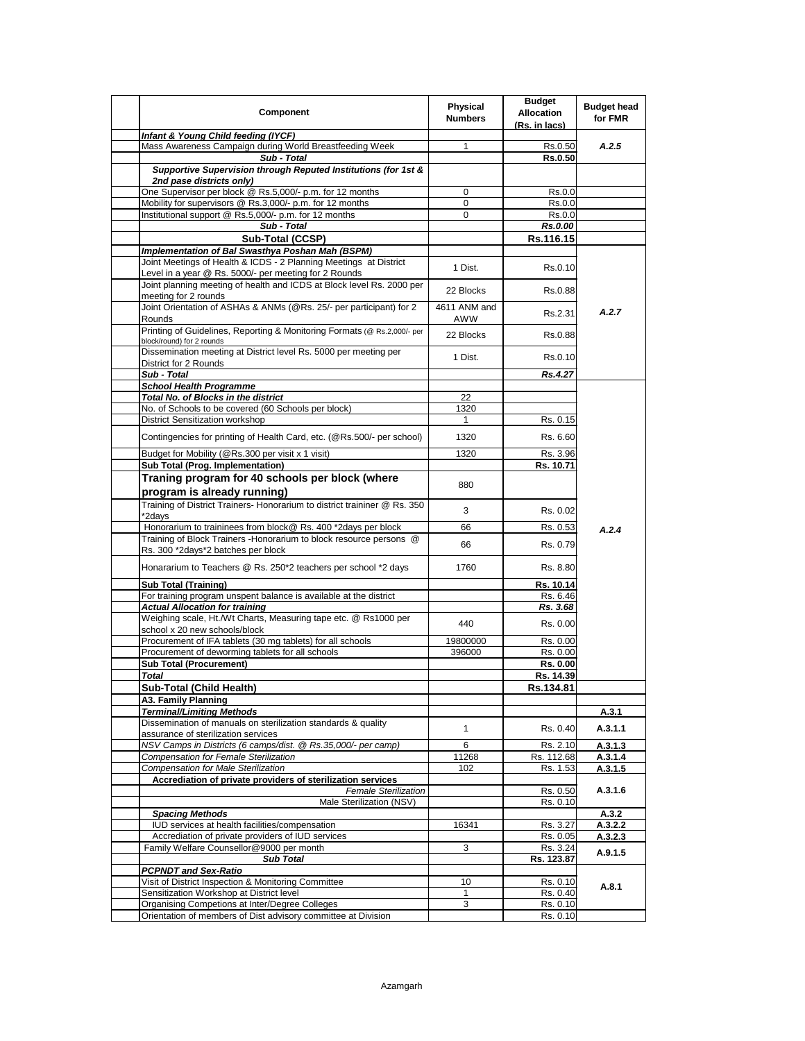| Component | Physical Numbers | Budget Allocation (Rs. in lacs) | Budget head for FMR |
|---|---|---|---|
| ***Infant & Young Child feeding (IYCF)*** | | | |
| Mass Awareness Campaign during World Breastfeeding Week | 1 | Rs.0.50 | *A.2.5* |
| ***Sub - Total*** | | **Rs.0.50** | |
| ***Supportive Supervision through Reputed Institutions (for 1st & 2nd pase districts only)*** | | | |
| One Supervisor per block @ Rs.5,000/- p.m. for 12 months | 0 | Rs.0.0 | |
| Mobility for supervisors @ Rs.3,000/- p.m. for 12 months | 0 | Rs.0.0 | |
| Institutional support @ Rs.5,000/- p.m. for 12 months | 0 | Rs.0.0 | |
| ***Sub - Total*** | | ***Rs.0.00*** | |
| **Sub-Total (CCSP)** | | **Rs.116.15** | |
| ***Implementation of Bal Swasthya Poshan Mah (BSPM)*** | | | |
| Joint Meetings of Health & ICDS - 2 Planning Meetings at District Level in a year @ Rs. 5000/- per meeting for 2 Rounds | 1 Dist. | Rs.0.10 | *A.2.7* |
| Joint planning meeting of health and ICDS at Block level Rs. 2000 per meeting for 2 rounds | 22 Blocks | Rs.0.88 | |
| Joint Orientation of ASHAs & ANMs (@Rs. 25/- per participant) for 2 Rounds | 4611 ANM and AWW | Rs.2.31 | |
| Printing of Guidelines, Reporting & Monitoring Formats (@ Rs.2,000/- per block/round) for 2 rounds | 22 Blocks | Rs.0.88 | |
| Dissemination meeting at District level Rs. 5000 per meeting per District for 2 Rounds | 1 Dist. | Rs.0.10 | |
| ***Sub - Total*** | | ***Rs.4.27*** | |
| ***School Health Programme*** | | | *A.2.4* |
| ***Total No. of Blocks in the district*** | 22 | | |
| No. of Schools to be covered (60 Schools per block) | 1320 | | |
| District Sensitization workshop | 1 | Rs. 0.15 | |
| Contingencies for printing of Health Card, etc. (@Rs.500/- per school) | 1320 | Rs. 6.60 | |
| Budget for Mobility (@Rs.300 per visit x 1 visit) | 1320 | Rs. 3.96 | |
| **Sub Total (Prog. Implementation)** | | **Rs. 10.71** | |
| **Traning program for 40 schools per block (where program is already running)** | 880 | | |
| Training of District Trainers- Honorarium to district traininer @ Rs. 350 *2days | 3 | Rs. 0.02 | |
| Honorarium to traininees from block@ Rs. 400 *2days per block | 66 | Rs. 0.53 | |
| Training of Block Trainers -Honorarium to block resource persons @ Rs. 300 *2days*2 batches per block | 66 | Rs. 0.79 | |
| Honararium to Teachers @ Rs. 250*2 teachers per school *2 days | 1760 | Rs. 8.80 | |
| **Sub Total (Training)** | | **Rs. 10.14** | |
| For training program unspent balance is available at the district | | Rs. 6.46 | |
| ***Actual Allocation for training*** | | ***Rs. 3.68*** | |
| Weighing scale, Ht./Wt Charts, Measuring tape etc. @ Rs1000 per school x 20 new schools/block | 440 | Rs. 0.00 | |
| Procurement of IFA tablets (30 mg tablets) for all schools | 19800000 | Rs. 0.00 | |
| Procurement of deworming tablets for all schools | 396000 | Rs. 0.00 | |
| **Sub Total (Procurement)** | | **Rs. 0.00** | |
| ***Total*** | | **Rs. 14.39** | |
| **Sub-Total (Child Health)** | | **Rs.134.81** | |
| **A3. Family Planning** | | | |
| ***Terminal/Limiting Methods*** | | | **A.3.1** |
| Dissemination of manuals on sterilization standards & quality assurance of sterilization services | 1 | Rs. 0.40 | **A.3.1.1** |
| *NSV Camps in Districts (6 camps/dist. @ Rs.35,000/- per camp)* | 6 | Rs. 2.10 | **A.3.1.3** |
| *Compensation for Female Sterilization* | 11268 | Rs. 112.68 | **A.3.1.4** |
| *Compensation for Male Sterilization* | 102 | Rs. 1.53 | **A.3.1.5** |
| **Accrediation of private providers of sterilization services** | | | **A.3.1.6** |
| *Female Sterilization* | | Rs. 0.50 | |
| Male Sterilization (NSV) | | Rs. 0.10 | |
| ***Spacing Methods*** | | | **A.3.2** |
| IUD services at health facilities/compensation | 16341 | Rs. 3.27 | **A.3.2.2** |
| Accrediation of private providers of IUD services | | Rs. 0.05 | **A.3.2.3** |
| Family Welfare Counsellor@9000 per month | 3 | Rs. 3.24 | **A.9.1.5** |
| ***Sub Total*** | | **Rs. 123.87** | |
| ***PCPNDT and Sex-Ratio*** | | | **A.8.1** |
| Visit of District Inspection & Monitoring Committee | 10 | Rs. 0.10 | |
| Sensitization Workshop at District level | 1 | Rs. 0.40 | |
| Organising Competions at Inter/Degree Colleges | 3 | Rs. 0.10 | |
| Orientation of members of Dist advisory committee at Division | | Rs. 0.10 | |

Azamgarh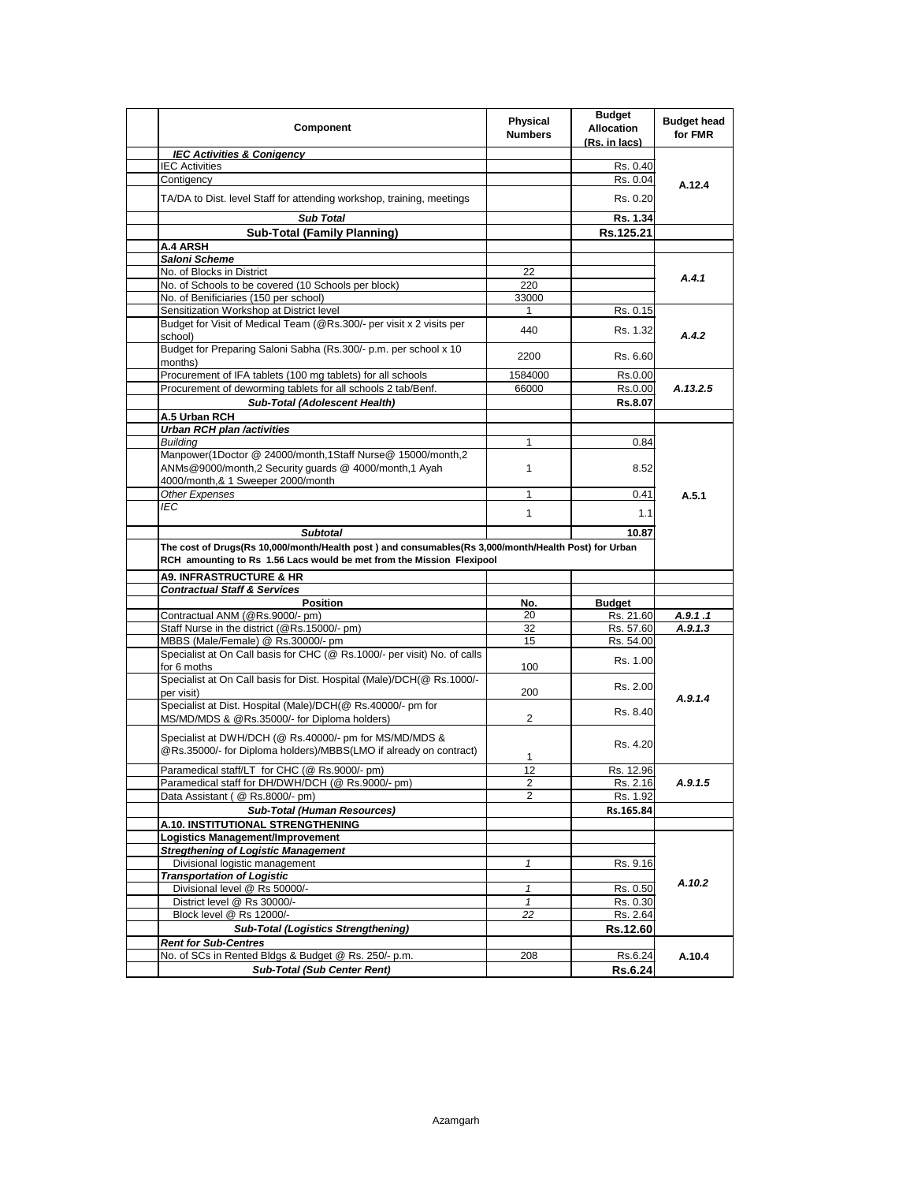| Component | Physical Numbers | Budget Allocation (Rs. in lacs) | Budget head for FMR |
|---|---|---|---|
| ***IEC Activities & Conigency*** | | | |
| IEC Activities | | Rs. 0.40 | A.12.4 |
| Contigency | | Rs. 0.04 | |
| TA/DA to Dist. level Staff for attending workshop, training, meetings | | Rs. 0.20 | |
| ***Sub Total*** | | **Rs. 1.34** | |
| **Sub-Total (Family Planning)** | | **Rs.125.21** | |
| **A.4 ARSH** | | | |
| ***Saloni Scheme*** | | | |
| No. of Blocks in District | 22 | | *A.4.1* |
| No. of Schools to be covered (10 Schools per block) | 220 | | |
| No. of Benificiaries (150 per school) | 33000 | | |
| Sensitization Workshop at District level | 1 | Rs. 0.15 | *A.4.2* |
| Budget for Visit of Medical Team (@Rs.300/- per visit x 2 visits per school) | 440 | Rs. 1.32 | |
| Budget for Preparing Saloni Sabha (Rs.300/- p.m. per school x 10 months) | 2200 | Rs. 6.60 | |
| Procurement of IFA tablets (100 mg tablets) for all schools | 1584000 | Rs.0.00 | *A.13.2.5* |
| Procurement of deworming tablets for all schools 2 tab/Benf. | 66000 | Rs.0.00 | |
| ***Sub-Total (Adolescent Health)*** | | **Rs.8.07** | |
| **A.5 Urban RCH** | | | |
| ***Urban RCH plan /activities*** | | | |
| *Building* | 1 | 0.84 | A.5.1 |
| Manpower(1Doctor @ 24000/month,1Staff Nurse@ 15000/month,2 ANMs@9000/month,2 Security guards @ 4000/month,1 Ayah 4000/month,& 1 Sweeper 2000/month | 1 | 8.52 | |
| *Other Expenses* | 1 | 0.41 | |
| *IEC* | 1 | 1.1 | |
| ***Subtotal*** | | **10.87** | |
| **The cost of Drugs(Rs 10,000/month/Health post ) and consumables(Rs 3,000/month/Health Post) for Urban RCH amounting to Rs 1.56 Lacs would be met from the Mission Flexipool** | | | |
| **A9. INFRASTRUCTURE & HR** | | | |
| ***Contractual Staff & Services*** | | | |
| **Position** | **No.** | **Budget** | |
| Contractual ANM (@Rs.9000/- pm) | 20 | Rs. 21.60 | *A.9.1 .1* |
| Staff Nurse in the district (@Rs.15000/- pm) | 32 | Rs. 57.60 | *A.9.1.3* |
| MBBS (Male/Female) @ Rs.30000/- pm | 15 | Rs. 54.00 | *A.9.1.4* |
| Specialist at On Call basis for CHC (@ Rs.1000/- per visit) No. of calls for 6 moths | 100 | Rs. 1.00 | |
| Specialist at On Call basis for Dist. Hospital (Male)/DCH(@ Rs.1000/- per visit) | 200 | Rs. 2.00 | |
| Specialist at Dist. Hospital (Male)/DCH(@ Rs.40000/- pm for MS/MD/MDS & @Rs.35000/- for Diploma holders) | 2 | Rs. 8.40 | |
| Specialist at DWH/DCH (@ Rs.40000/- pm for MS/MD/MDS & @Rs.35000/- for Diploma holders)/MBBS(LMO if already on contract) | 1 | Rs. 4.20 | |
| Paramedical staff/LT for CHC (@ Rs.9000/- pm) | 12 | Rs. 12.96 | *A.9.1.5* |
| Paramedical staff for DH/DWH/DCH (@ Rs.9000/- pm) | 2 | Rs. 2.16 | |
| Data Assistant ( @ Rs.8000/- pm) | 2 | Rs. 1.92 | |
| ***Sub-Total (Human Resources)*** | | **Rs.165.84** | |
| **A.10. INSTITUTIONAL STRENGTHENING** | | | |
| **Logistics Management/Improvement** | | | |
| ***Stregthening of Logistic Management*** | | | *A.10.2* |
| Divisional logistic management | *1* | Rs. 9.16 | |
| ***Transportation of Logistic*** | | | |
| Divisional level @ Rs 50000/- | *1* | Rs. 0.50 | |
| District level @ Rs 30000/- | *1* | Rs. 0.30 | |
| Block level @ Rs 12000/- | *22* | Rs. 2.64 | |
| ***Sub-Total (Logistics Strengthening)*** | | **Rs.12.60** | |
| ***Rent for Sub-Centres*** | | | A.10.4 |
| No. of SCs in Rented Bldgs & Budget @ Rs. 250/- p.m. | 208 | Rs.6.24 | |
| ***Sub-Total (Sub Center Rent)*** | | **Rs.6.24** | |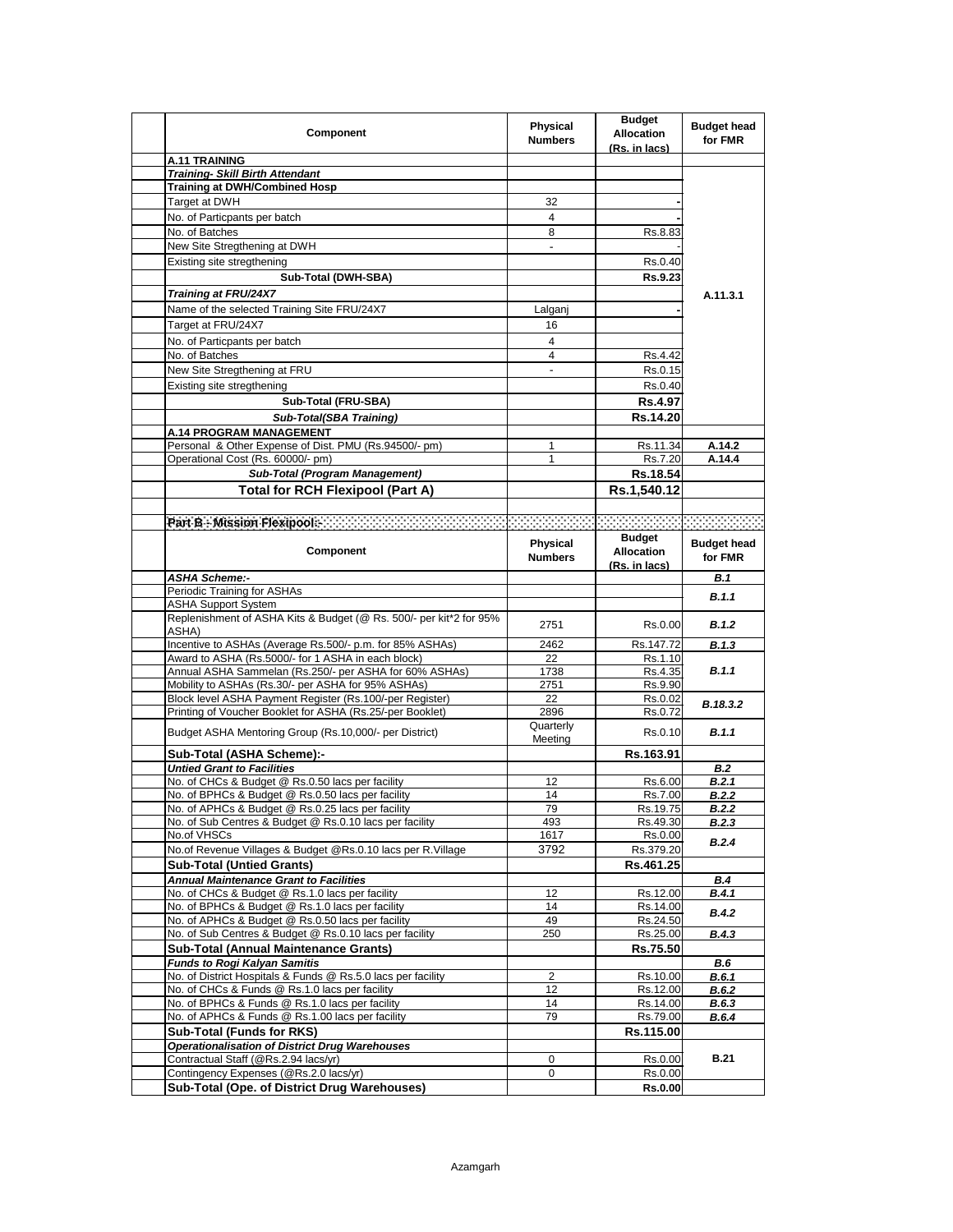| Component | Physical Numbers | Budget Allocation (Rs. in lacs) | Budget head for FMR |
|---|---|---|---|
| **A.11 TRAINING** | | | |
| ***Training- Skill Birth Attendant*** | | | A.11.3.1 |
| **Training at DWH/Combined Hosp** | | | |
| Target at DWH | 32 | - | |
| No. of Particpants per batch | 4 | - | |
| No. of Batches | 8 | Rs.8.83 | |
| New Site Stregthening at DWH | - | - | |
| Existing site stregthening | | Rs.0.40 | |
| **Sub-Total (DWH-SBA)** | | **Rs.9.23** | |
| ***Training at FRU/24X7*** | | | |
| Name of the selected Training Site FRU/24X7 | Lalganj | - | |
| Target at FRU/24X7 | 16 | | |
| No. of Particpants per batch | 4 | | |
| No. of Batches | 4 | Rs.4.42 | |
| New Site Stregthening at FRU | - | Rs.0.15 | |
| Existing site stregthening | | Rs.0.40 | |
| **Sub-Total (FRU-SBA)** | | **Rs.4.97** | |
| ***Sub-Total(SBA Training)*** | | **Rs.14.20** | |
| **A.14 PROGRAM MANAGEMENT** | | | |
| Personal & Other Expense of Dist. PMU (Rs.94500/- pm) | 1 | Rs.11.34 | **A.14.2** |
| Operational Cost (Rs. 60000/- pm) | 1 | Rs.7.20 | **A.14.4** |
| ***Sub-Total (Program Management)*** | | **Rs.18.54** | |
| **Total for RCH Flexipool (Part A)** | | **Rs.1,540.12** | |

**Part B - Mission Flexipool:-**

| Component | Physical Numbers | Budget Allocation (Rs. in lacs) | Budget head for FMR |
|---|---|---|---|
| ***ASHA Scheme:-*** | | | ***B.1*** |
| Periodic Training for ASHAs | | | ***B.1.1*** |
| ASHA Support System | | | |
| Replenishment of ASHA Kits & Budget (@ Rs. 500/- per kit*2 for 95% ASHA) | 2751 | Rs.0.00 | ***B.1.2*** |
| Incentive to ASHAs (Average Rs.500/- p.m. for 85% ASHAs) | 2462 | Rs.147.72 | ***B.1.3*** |
| Award to ASHA (Rs.5000/- for 1 ASHA in each block) | 22 | Rs.1.10 | ***B.1.1*** |
| Annual ASHA Sammelan (Rs.250/- per ASHA for 60% ASHAs) | 1738 | Rs.4.35 | |
| Mobility to ASHAs (Rs.30/- per ASHA for 95% ASHAs) | 2751 | Rs.9.90 | |
| Block level ASHA Payment Register (Rs.100/-per Register) | 22 | Rs.0.02 | ***B.18.3.2*** |
| Printing of Voucher Booklet for ASHA (Rs.25/-per Booklet) | 2896 | Rs.0.72 | |
| Budget ASHA Mentoring Group (Rs.10,000/- per District) | Quarterly Meeting | Rs.0.10 | ***B.1.1*** |
| **Sub-Total (ASHA Scheme):-** | | **Rs.163.91** | |
| ***Untied Grant to Facilities*** | | | ***B.2*** |
| No. of CHCs & Budget @ Rs.0.50 lacs per facility | 12 | Rs.6.00 | ***B.2.1*** |
| No. of BPHCs & Budget @ Rs.0.50 lacs per facility | 14 | Rs.7.00 | ***B.2.2*** |
| No. of APHCs & Budget @ Rs.0.25 lacs per facility | 79 | Rs.19.75 | ***B.2.2*** |
| No. of Sub Centres & Budget @ Rs.0.10 lacs per facility | 493 | Rs.49.30 | ***B.2.3*** |
| No.of VHSCs | 1617 | Rs.0.00 | ***B.2.4*** |
| No.of Revenue Villages & Budget @Rs.0.10 lacs per R.Village | 3792 | Rs.379.20 | |
| **Sub-Total (Untied Grants)** | | **Rs.461.25** | |
| ***Annual Maintenance Grant to Facilities*** | | | ***B.4*** |
| No. of CHCs & Budget @ Rs.1.0 lacs per facility | 12 | Rs.12.00 | ***B.4.1*** |
| No. of BPHCs & Budget @ Rs.1.0 lacs per facility | 14 | Rs.14.00 | ***B.4.2*** |
| No. of APHCs & Budget @ Rs.0.50 lacs per facility | 49 | Rs.24.50 | |
| No. of Sub Centres & Budget @ Rs.0.10 lacs per facility | 250 | Rs.25.00 | ***B.4.3*** |
| **Sub-Total (Annual Maintenance Grants)** | | **Rs.75.50** | |
| ***Funds to Rogi Kalyan Samitis*** | | | ***B.6*** |
| No. of District Hospitals & Funds @ Rs.5.0 lacs per facility | 2 | Rs.10.00 | ***B.6.1*** |
| No. of CHCs & Funds @ Rs.1.0 lacs per facility | 12 | Rs.12.00 | ***B.6.2*** |
| No. of BPHCs & Funds @ Rs.1.0 lacs per facility | 14 | Rs.14.00 | ***B.6.3*** |
| No. of APHCs & Funds @ Rs.1.00 lacs per facility | 79 | Rs.79.00 | ***B.6.4*** |
| **Sub-Total (Funds for RKS)** | | **Rs.115.00** | |
| ***Operationalisation of District Drug Warehouses*** | | | **B.21** |
| Contractual Staff (@Rs.2.94 lacs/yr) | 0 | Rs.0.00 | |
| Contingency Expenses (@Rs.2.0 lacs/yr) | 0 | Rs.0.00 | |
| **Sub-Total (Ope. of District Drug Warehouses)** | | **Rs.0.00** | |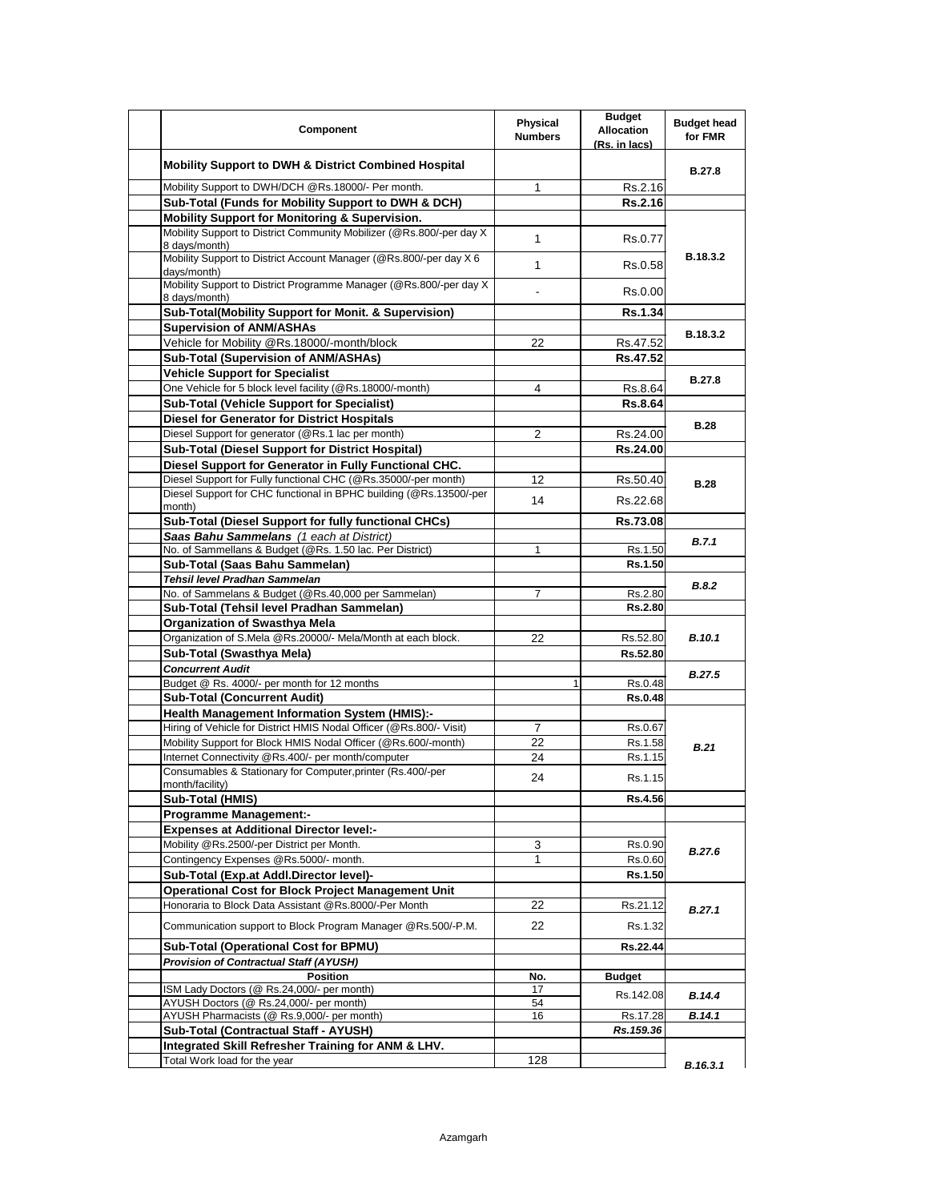| Component | Physical Numbers | Budget Allocation (Rs. in lacs) | Budget head for FMR |
|---|---|---|---|
| **Mobility Support to DWH & District Combined Hospital** | | | **B.27.8** |
| Mobility Support to DWH/DCH @Rs.18000/- Per month. | 1 | Rs.2.16 | |
| **Sub-Total (Funds for Mobility Support to DWH & DCH)** | | **Rs.2.16** | |
| **Mobility Support for Monitoring & Supervision.** | | | **B.18.3.2** |
| Mobility Support to District Community Mobilizer (@Rs.800/-per day X 8 days/month) | 1 | Rs.0.77 | |
| Mobility Support to District Account Manager (@Rs.800/-per day X 6 days/month) | 1 | Rs.0.58 | |
| Mobility Support to District Programme Manager (@Rs.800/-per day X 8 days/month) | - | Rs.0.00 | |
| **Sub-Total(Mobility Support for Monit. & Supervision)** | | **Rs.1.34** | |
| **Supervision of ANM/ASHAs** | | | **B.18.3.2** |
| Vehicle for Mobility @Rs.18000/-month/block | 22 | Rs.47.52 | |
| **Sub-Total (Supervision of ANM/ASHAs)** | | **Rs.47.52** | |
| **Vehicle Support for Specialist** | | | **B.27.8** |
| One Vehicle for 5 block level facility (@Rs.18000/-month) | 4 | Rs.8.64 | |
| **Sub-Total (Vehicle Support for Specialist)** | | **Rs.8.64** | |
| **Diesel for Generator for District Hospitals** | | | **B.28** |
| Diesel Support for generator (@Rs.1 lac per month) | 2 | Rs.24.00 | |
| **Sub-Total (Diesel Support for District Hospital)** | | **Rs.24.00** | |
| **Diesel Support for Generator in Fully Functional CHC.** | | | **B.28** |
| Diesel Support for Fully functional CHC (@Rs.35000/-per month) | 12 | Rs.50.40 | |
| Diesel Support for CHC functional in BPHC building (@Rs.13500/-per month) | 14 | Rs.22.68 | |
| **Sub-Total (Diesel Support for fully functional CHCs)** | | **Rs.73.08** | |
| ***Saas Bahu Sammelans*** *(1 each at District)* | | | ***B.7.1*** |
| No. of Sammellans & Budget (@Rs. 1.50 lac. Per District) | 1 | Rs.1.50 | |
| **Sub-Total (Saas Bahu Sammelan)** | | **Rs.1.50** | |
| ***Tehsil level Pradhan Sammelan*** | | | ***B.8.2*** |
| No. of Sammelans & Budget (@Rs.40,000 per Sammelan) | 7 | Rs.2.80 | |
| **Sub-Total (Tehsil level Pradhan Sammelan)** | | **Rs.2.80** | |
| **Organization of Swasthya Mela** | | | ***B.10.1*** |
| Organization of S.Mela @Rs.20000/- Mela/Month at each block. | 22 | Rs.52.80 | |
| **Sub-Total (Swasthya Mela)** | | **Rs.52.80** | |
| ***Concurrent Audit*** | | | ***B.27.5*** |
| Budget @ Rs. 4000/- per month for 12 months | 1 | Rs.0.48 | |
| **Sub-Total (Concurrent Audit)** | | **Rs.0.48** | |
| **Health Management Information System (HMIS):-** | | | ***B.21*** |
| Hiring of Vehicle for District HMIS Nodal Officer (@Rs.800/- Visit) | 7 | Rs.0.67 | |
| Mobility Support for Block HMIS Nodal Officer (@Rs.600/-month) | 22 | Rs.1.58 | |
| Internet Connectivity @Rs.400/- per month/computer | 24 | Rs.1.15 | |
| Consumables & Stationary for Computer,printer (Rs.400/-per month/facility) | 24 | Rs.1.15 | |
| **Sub-Total (HMIS)** | | **Rs.4.56** | |
| **Programme Management:-** | | | |
| **Expenses at Additional Director level:-** | | | ***B.27.6*** |
| Mobility @Rs.2500/-per District per Month. | 3 | Rs.0.90 | |
| Contingency Expenses @Rs.5000/- month. | 1 | Rs.0.60 | |
| **Sub-Total (Exp.at Addl.Director level)-** | | **Rs.1.50** | |
| **Operational Cost for Block Project Management Unit** | | | ***B.27.1*** |
| Honoraria to Block Data Assistant @Rs.8000/-Per Month | 22 | Rs.21.12 | |
| Communication support to Block Program Manager @Rs.500/-P.M. | 22 | Rs.1.32 | |
| **Sub-Total (Operational Cost for BPMU)** | | **Rs.22.44** | |
| ***Provision of Contractual Staff (AYUSH)*** | | | |
| **Position** | **No.** | **Budget** | |
| ISM Lady Doctors (@ Rs.24,000/- per month) | 17 | Rs.142.08 | ***B.14.4*** |
| AYUSH Doctors (@ Rs.24,000/- per month) | 54 | | |
| AYUSH Pharmacists (@ Rs.9,000/- per month) | 16 | Rs.17.28 | ***B.14.1*** |
| **Sub-Total (Contractual Staff - AYUSH)** | | ***Rs.159.36*** | |
| **Integrated Skill Refresher Training for ANM & LHV.** | | | ***B.16.3.1*** |
| Total Work load for the year | 128 | | |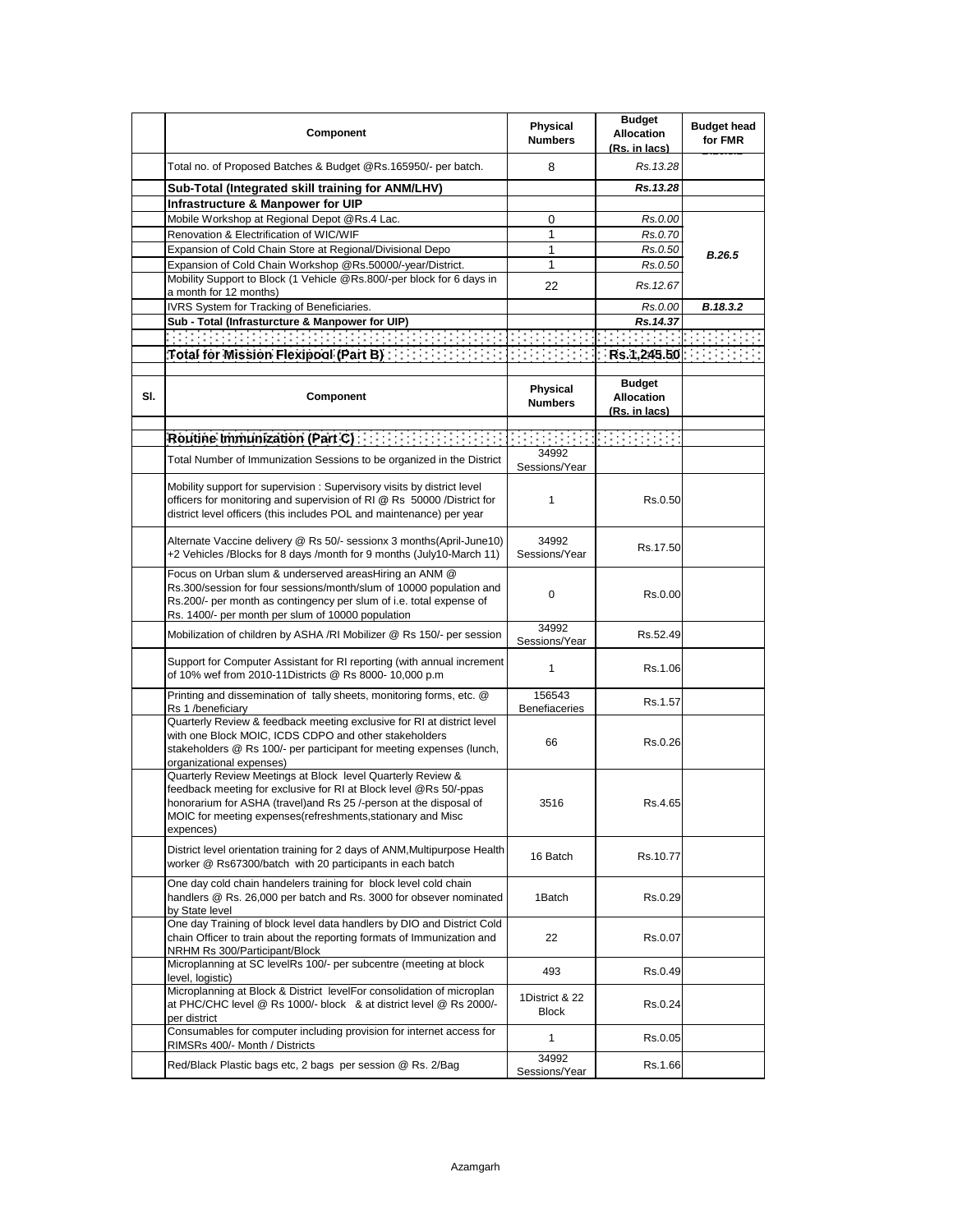| | Component | Physical Numbers | Budget Allocation (Rs. in lacs) | Budget head for FMR |
|---|---|---|---|---|
| | Total no. of Proposed Batches & Budget @Rs.165950/- per batch. | 8 | Rs.13.28 | |
| | **Sub-Total (Integrated skill training for ANM/LHV)** | | **Rs.13.28** | |
| | **Infrastructure & Manpower for UIP** | | | |
| | Mobile Workshop at Regional Depot @Rs.4 Lac. | 0 | Rs.0.00 | |
| | Renovation & Electrification of WIC/WIF | 1 | Rs.0.70 | |
| | Expansion of Cold Chain Store at Regional/Divisional Depo | 1 | Rs.0.50 | **B.26.5** |
| | Expansion of Cold Chain Workshop @Rs.50000/-year/District. | 1 | Rs.0.50 | |
| | Mobility Support to Block (1 Vehicle @Rs.800/-per block for 6 days in a month for 12 months) | 22 | Rs.12.67 | |
| | IVRS System for Tracking of Beneficiaries. | | Rs.0.00 | **B.18.3.2** |
| | **Sub - Total (Infrasturcture & Manpower for UIP)** | | **Rs.14.37** | |
| | | | | |
| | **Total for Mission Flexipool (Part B)** | | **Rs.1,245.50** | |

| Sl. | Component | Physical Numbers | Budget Allocation (Rs. in lacs) | |
|---|---|---|---|---|
| | **Routine Immunization (Part C)** | | | |
| | Total Number of Immunization Sessions to be organized in the District | 34992 Sessions/Year | | |
| | Mobility support for supervision : Supervisory visits by district level officers for monitoring and supervision of RI @ Rs 50000 /District for district level officers (this includes POL and maintenance) per year | 1 | Rs.0.50 | |
| | Alternate Vaccine delivery @ Rs 50/- sessionx 3 months(April-June10) +2 Vehicles /Blocks for 8 days /month for 9 months (July10-March 11) | 34992 Sessions/Year | Rs.17.50 | |
| | Focus on Urban slum & underserved areasHiring an ANM @ Rs.300/session for four sessions/month/slum of 10000 population and Rs.200/- per month as contingency per slum of i.e. total expense of Rs. 1400/- per month per slum of 10000 population | 0 | Rs.0.00 | |
| | Mobilization of children by ASHA /RI Mobilizer @ Rs 150/- per session | 34992 Sessions/Year | Rs.52.49 | |
| | Support for Computer Assistant for RI reporting (with annual increment of 10% wef from 2010-11Districts @ Rs 8000- 10,000 p.m | 1 | Rs.1.06 | |
| | Printing and dissemination of tally sheets, monitoring forms, etc. @ Rs 1 /beneficiary | 156543 Benefiaceries | Rs.1.57 | |
| | Quarterly Review & feedback meeting exclusive for RI at district level with one Block MOIC, ICDS CDPO and other stakeholders stakeholders @ Rs 100/- per participant for meeting expenses (lunch, organizational expenses) | 66 | Rs.0.26 | |
| | Quarterly Review Meetings at Block level Quarterly Review & feedback meeting for exclusive for RI at Block level @Rs 50/-ppas honorarium for ASHA (travel)and Rs 25 /-person at the disposal of MOIC for meeting expenses(refreshments,stationary and Misc expences) | 3516 | Rs.4.65 | |
| | District level orientation training for 2 days of ANM,Multipurpose Health worker @ Rs67300/batch with 20 participants in each batch | 16 Batch | Rs.10.77 | |
| | One day cold chain handelers training for block level cold chain handlers @ Rs. 26,000 per batch and Rs. 3000 for obsever nominated by State level | 1Batch | Rs.0.29 | |
| | One day Training of block level data handlers by DIO and District Cold chain Officer to train about the reporting formats of Immunization and NRHM Rs 300/Participant/Block | 22 | Rs.0.07 | |
| | Microplanning at SC levelRs 100/- per subcentre (meeting at block level, logistic) | 493 | Rs.0.49 | |
| | Microplanning at Block & District levelFor consolidation of microplan at PHC/CHC level @ Rs 1000/- block & at district level @ Rs 2000/- per district | 1District & 22 Block | Rs.0.24 | |
| | Consumables for computer including provision for internet access for RIMSRs 400/- Month / Districts | 1 | Rs.0.05 | |
| | Red/Black Plastic bags etc, 2 bags per session @ Rs. 2/Bag | 34992 Sessions/Year | Rs.1.66 | |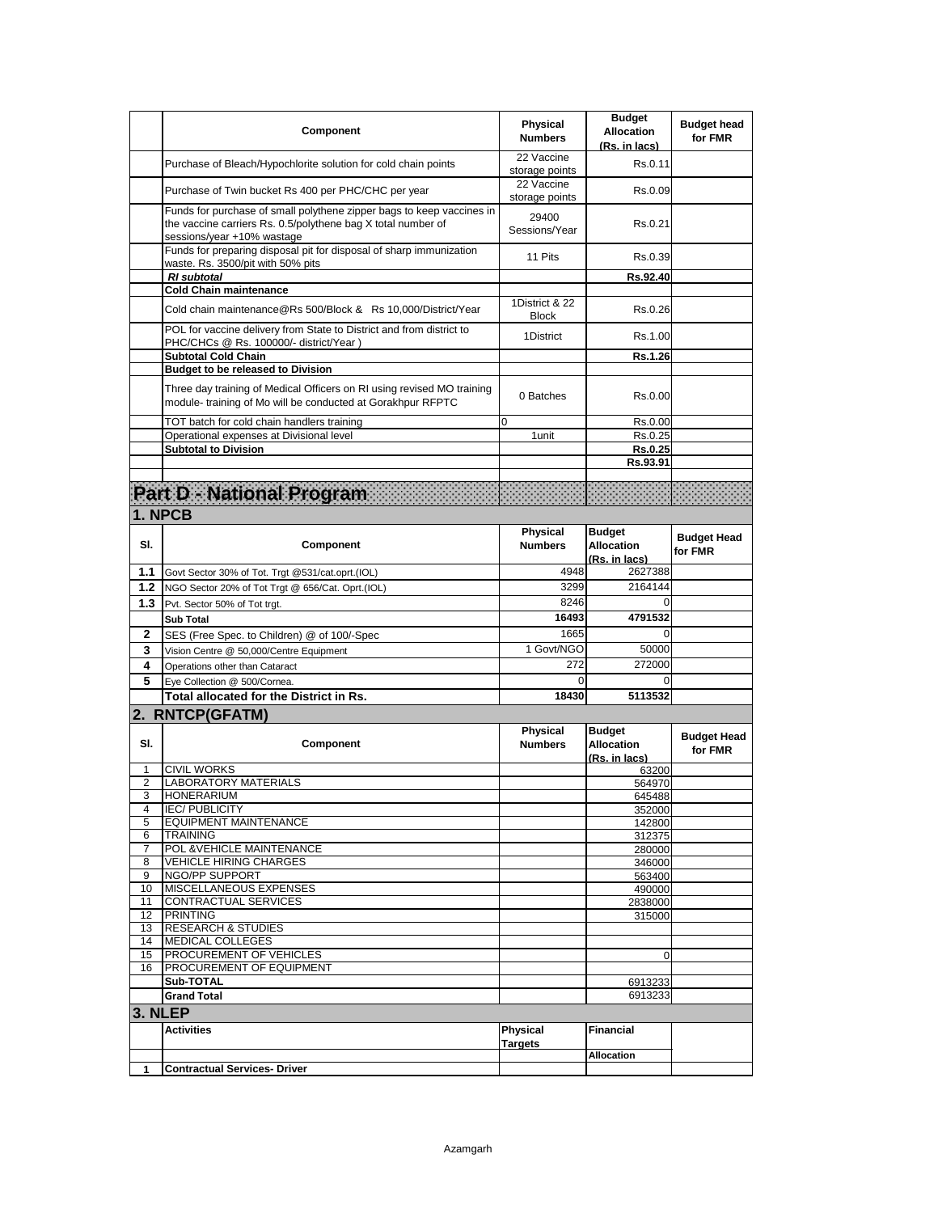| | Component | Physical Numbers | Budget Allocation (Rs. in lacs) | Budget head for FMR |
|---|---|---|---|---|
| | Purchase of Bleach/Hypochlorite solution for cold chain points | 22 Vaccine storage points | Rs.0.11 | |
| | Purchase of Twin bucket Rs 400 per PHC/CHC per year | 22 Vaccine storage points | Rs.0.09 | |
| | Funds for purchase of small polythene zipper bags to keep vaccines in the vaccine carriers Rs. 0.5/polythene bag X total number of sessions/year +10% wastage | 29400 Sessions/Year | Rs.0.21 | |
| | Funds for preparing disposal pit for disposal of sharp immunization waste. Rs. 3500/pit with 50% pits | 11 Pits | Rs.0.39 | |
| | ***RI subtotal*** | | **Rs.92.40** | |
| | **Cold Chain maintenance** | | | |
| | Cold chain maintenance@Rs 500/Block & Rs 10,000/District/Year | 1District & 22 Block | Rs.0.26 | |
| | POL for vaccine delivery from State to District and from district to PHC/CHCs @ Rs. 100000/- district/Year ) | 1District | Rs.1.00 | |
| | **Subtotal Cold Chain** | | **Rs.1.26** | |
| | **Budget to be released to Division** | | | |
| | Three day training of Medical Officers on RI using revised MO training module- training of Mo will be conducted at Gorakhpur RFPTC | 0 Batches | Rs.0.00 | |
| | TOT batch for cold chain handlers training | 0 | Rs.0.00 | |
| | Operational expenses at Divisional level | 1unit | Rs.0.25 | |
| | **Subtotal to Division** | | **Rs.0.25** | |
| | | | **Rs.93.91** | |

# Part D - National Program

## 1. NPCB

| Sl. | Component | Physical Numbers | Budget Allocation (Rs. in lacs) | Budget Head for FMR |
|---|---|---|---|---|
| **1.1** | Govt Sector 30% of Tot. Trgt @531/cat.oprt.(IOL) | 4948 | 2627388 | |
| **1.2** | NGO Sector 20% of Tot Trgt @ 656/Cat. Oprt.(IOL) | 3299 | 2164144 | |
| **1.3** | Pvt. Sector 50% of Tot trgt. | 8246 | 0 | |
| | **Sub Total** | **16493** | **4791532** | |
| **2** | SES (Free Spec. to Children) @ of 100/-Spec | 1665 | 0 | |
| **3** | Vision Centre @ 50,000/Centre Equipment | 1 Govt/NGO | 50000 | |
| **4** | Operations other than Cataract | 272 | 272000 | |
| **5** | Eye Collection @ 500/Cornea. | 0 | 0 | |
| | **Total allocated for the District in Rs.** | **18430** | **5113532** | |

## 2. RNTCP(GFATM)

| Sl. | Component | Physical Numbers | Budget Allocation (Rs. in lacs) | Budget Head for FMR |
|---|---|---|---|---|
| 1 | CIVIL WORKS | | 63200 | |
| 2 | LABORATORY MATERIALS | | 564970 | |
| 3 | HONERARIUM | | 645488 | |
| 4 | IEC/ PUBLICITY | | 352000 | |
| 5 | EQUIPMENT MAINTENANCE | | 142800 | |
| 6 | TRAINING | | 312375 | |
| 7 | POL &VEHICLE MAINTENANCE | | 280000 | |
| 8 | VEHICLE HIRING CHARGES | | 346000 | |
| 9 | NGO/PP SUPPORT | | 563400 | |
| 10 | MISCELLANEOUS EXPENSES | | 490000 | |
| 11 | CONTRACTUAL SERVICES | | 2838000 | |
| 12 | PRINTING | | 315000 | |
| 13 | RESEARCH & STUDIES | | | |
| 14 | MEDICAL COLLEGES | | | |
| 15 | PROCUREMENT OF VEHICLES | | 0 | |
| 16 | PROCUREMENT OF EQUIPMENT | | | |
| | **Sub-TOTAL** | | 6913233 | |
| | **Grand Total** | | 6913233 | |

## 3. NLEP

| | Activities | Physical Targets | Financial Allocation | |
|---|---|---|---|---|
| **1** | **Contractual Services- Driver** | | | |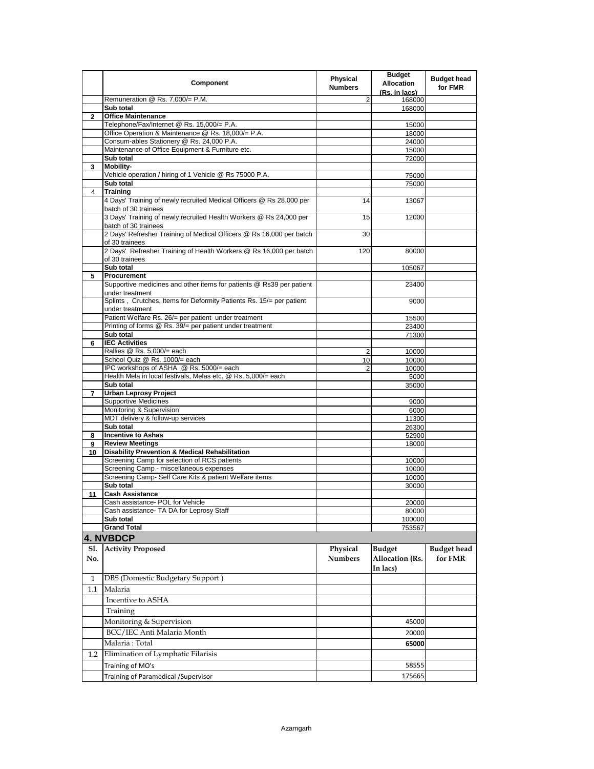| | Component | Physical Numbers | Budget Allocation (Rs. in lacs) | Budget head for FMR |
|---|---|---|---|---|
| | Remuneration @ Rs. 7,000/= P.M. | 2 | 168000 | |
| | **Sub total** | | 168000 | |
| **2** | **Office Maintenance** | | | |
| | Telephone/Fax/Internet @ Rs. 15,000/= P.A. | | 15000 | |
| | Office Operation & Maintenance @ Rs. 18,000/= P.A. | | 18000 | |
| | Consum-ables Stationery @ Rs. 24,000 P.A. | | 24000 | |
| | Maintenance of Office Equipment & Furniture etc. | | 15000 | |
| | **Sub total** | | 72000 | |
| **3** | **Mobility-** | | | |
| | Vehicle operation / hiring of 1 Vehicle @ Rs 75000 P.A. | | 75000 | |
| | **Sub total** | | 75000 | |
| 4 | **Training** | | | |
| | 4 Days' Training of newly recruited Medical Officers @ Rs 28,000 per batch of 30 trainees | 14 | 13067 | |
| | 3 Days' Training of newly recruited Health Workers @ Rs 24,000 per batch of 30 trainees | 15 | 12000 | |
| | 2 Days' Refresher Training of Medical Officers @ Rs 16,000 per batch of 30 trainees | 30 | | |
| | 2 Days' Refresher Training of Health Workers @ Rs 16,000 per batch of 30 trainees | 120 | 80000 | |
| | **Sub total** | | 105067 | |
| **5** | **Procurement** | | | |
| | Supportive medicines and other items for patients @ Rs39 per patient under treatment | | 23400 | |
| | Splints , Crutches, Items for Deformity Patients Rs. 15/= per patient under treatment | | 9000 | |
| | Patient Welfare Rs. 26/= per patient under treatment | | 15500 | |
| | Printing of forms @ Rs. 39/= per patient under treatment | | 23400 | |
| | **Sub total** | | 71300 | |
| **6** | **IEC Activities** | | | |
| | Rallies @ Rs. 5,000/= each | 2 | 10000 | |
| | School Quiz @ Rs. 1000/= each | 10 | 10000 | |
| | IPC workshops of ASHA @ Rs. 5000/= each | 2 | 10000 | |
| | Health Mela in local festivals, Melas etc. @ Rs. 5,000/= each | | 5000 | |
| | **Sub total** | | 35000 | |
| **7** | **Urban Leprosy Project** | | | |
| | Supportive Medicines | | 9000 | |
| | Monitoring & Supervision | | 6000 | |
| | MDT delivery & follow-up services | | 11300 | |
| | **Sub total** | | 26300 | |
| **8** | **Incentive to Ashas** | | 52900 | |
| **9** | **Review Meetings** | | 18000 | |
| **10** | **Disability Prevention & Medical Rehabilitation** | | | |
| | Screening Camp for selection of RCS patients | | 10000 | |
| | Screening Camp - miscellaneous expenses | | 10000 | |
| | Screening Camp- Self Care Kits & patient Welfare items | | 10000 | |
| | **Sub total** | | 30000 | |
| **11** | **Cash Assistance** | | | |
| | Cash assistance- POL for Vehicle | | 20000 | |
| | Cash assistance- TA DA for Leprosy Staff | | 80000 | |
| | **Sub total** | | 100000 | |
| | **Grand Total** | | 753567 | |

## 4. NVBDCP

| Sl. No. | Activity Proposed | Physical Numbers | Budget Allocation (Rs. In lacs) | Budget head for FMR |
|---|---|---|---|---|
| 1 | DBS (Domestic Budgetary Support ) | | | |
| 1.1 | Malaria | | | |
| | Incentive to ASHA | | | |
| | Training | | | |
| | Monitoring & Supervision | | 45000 | |
| | BCC/IEC Anti Malaria Month | | 20000 | |
| | Malaria : Total | | **65000** | |
| 1.2 | Elimination of Lymphatic Filarisis | | | |
| | Training of MO's | | 58555 | |
| | Training of Paramedical /Supervisor | | 175665 | |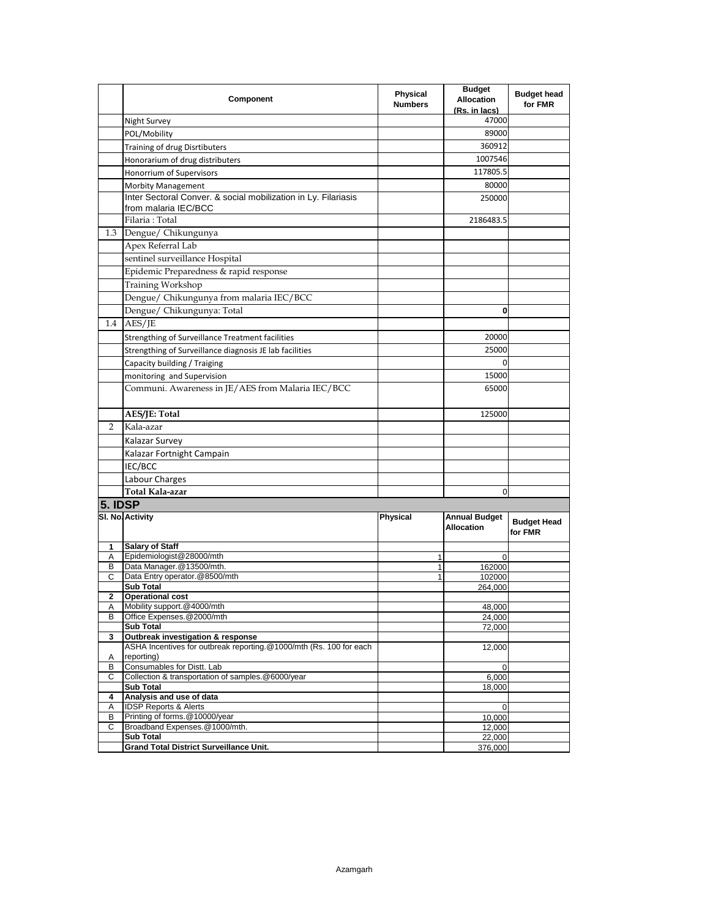| | Component | Physical Numbers | Budget Allocation (Rs. in lacs) | Budget head for FMR |
|---|---|---|---|---|
| | Night Survey | | 47000 | |
| | POL/Mobility | | 89000 | |
| | Training of drug Disrtibuters | | 360912 | |
| | Honorarium of drug distributers | | 1007546 | |
| | Honorrium of Supervisors | | 117805.5 | |
| | Morbity Management | | 80000 | |
| | Inter Sectoral Conver. & social mobilization in Ly. Filariasis from malaria IEC/BCC | | 250000 | |
| | Filaria : Total | | 2186483.5 | |
| 1.3 | Dengue/ Chikungunya | | | |
| | Apex Referral Lab | | | |
| | sentinel surveillance Hospital | | | |
| | Epidemic Preparedness & rapid response | | | |
| | Training Workshop | | | |
| | Dengue/ Chikungunya from malaria IEC/BCC | | | |
| | Dengue/ Chikungunya: Total | | **0** | |
| 1.4 | AES/JE | | | |
| | Strengthing of Surveillance Treatment facilities | | 20000 | |
| | Strengthing of Surveillance diagnosis JE lab facilities | | 25000 | |
| | Capacity building / Traiging | | 0 | |
| | monitoring and Supervision | | 15000 | |
| | Communi. Awareness in JE/AES from Malaria IEC/BCC | | 65000 | |
| | **AES/JE: Total** | | 125000 | |
| 2 | Kala-azar | | | |
| | Kalazar Survey | | | |
| | Kalazar Fortnight Campain | | | |
| | IEC/BCC | | | |
| | Labour Charges | | | |
| | **Total Kala-azar** | | 0 | |

## 5. IDSP

| Sl. No. | Activity | Physical | Annual Budget Allocation | Budget Head for FMR |
|---|---|---|---|---|
| **1** | **Salary of Staff** | | | |
| A | Epidemiologist@28000/mth | 1 | 0 | |
| B | Data Manager.@13500/mth. | 1 | 162000 | |
| C | Data Entry operator.@8500/mth | 1 | 102000 | |
| | **Sub Total** | | 264,000 | |
| **2** | **Operational cost** | | | |
| A | Mobility support.@4000/mth | | 48,000 | |
| B | Office Expenses.@2000/mth | | 24,000 | |
| | **Sub Total** | | 72,000 | |
| **3** | **Outbreak investigation & response** | | | |
| A | ASHA Incentives for outbreak reporting.@1000/mth (Rs. 100 for each reporting) | | 12,000 | |
| B | Consumables for Distt. Lab | | 0 | |
| C | Collection & transportation of samples.@6000/year | | 6,000 | |
| | **Sub Total** | | 18,000 | |
| **4** | **Analysis and use of data** | | | |
| A | IDSP Reports & Alerts | | 0 | |
| B | Printing of forms.@10000/year | | 10,000 | |
| C | Broadband Expenses.@1000/mth. | | 12,000 | |
| | **Sub Total** | | 22,000 | |
| | **Grand Total District Surveillance Unit.** | | 376,000 | |

Azamgarh